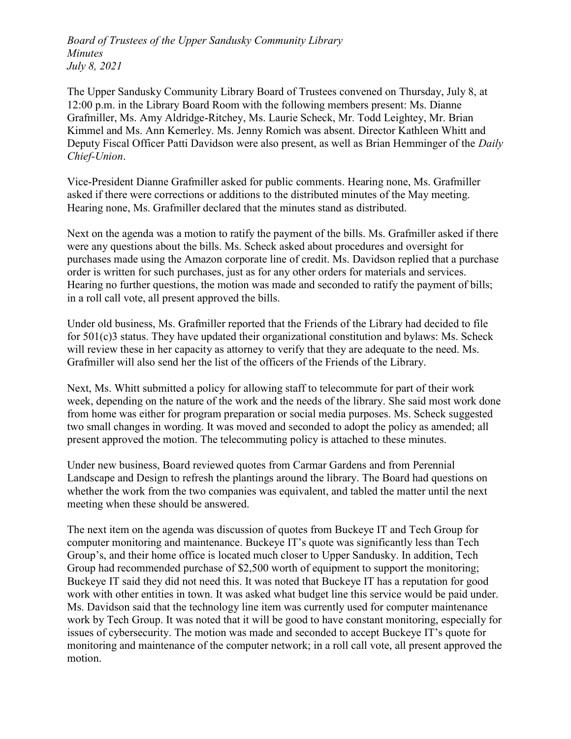*Board of Trustees of the Upper Sandusky Community Library*
*Minutes*
*July 8, 2021*

The Upper Sandusky Community Library Board of Trustees convened on Thursday, July 8, at 12:00 p.m. in the Library Board Room with the following members present: Ms. Dianne Grafmiller, Ms. Amy Aldridge-Ritchey, Ms. Laurie Scheck, Mr. Todd Leightey, Mr. Brian Kimmel and Ms. Ann Kemerley. Ms. Jenny Romich was absent. Director Kathleen Whitt and Deputy Fiscal Officer Patti Davidson were also present, as well as Brian Hemminger of the *Daily Chief-Union*.

Vice-President Dianne Grafmiller asked for public comments. Hearing none, Ms. Grafmiller asked if there were corrections or additions to the distributed minutes of the May meeting. Hearing none, Ms. Grafmiller declared that the minutes stand as distributed.

Next on the agenda was a motion to ratify the payment of the bills. Ms. Grafmiller asked if there were any questions about the bills. Ms. Scheck asked about procedures and oversight for purchases made using the Amazon corporate line of credit. Ms. Davidson replied that a purchase order is written for such purchases, just as for any other orders for materials and services. Hearing no further questions, the motion was made and seconded to ratify the payment of bills; in a roll call vote, all present approved the bills.

Under old business, Ms. Grafmiller reported that the Friends of the Library had decided to file for 501(c)3 status. They have updated their organizational constitution and bylaws: Ms. Scheck will review these in her capacity as attorney to verify that they are adequate to the need. Ms. Grafmiller will also send her the list of the officers of the Friends of the Library.

Next, Ms. Whitt submitted a policy for allowing staff to telecommute for part of their work week, depending on the nature of the work and the needs of the library. She said most work done from home was either for program preparation or social media purposes. Ms. Scheck suggested two small changes in wording. It was moved and seconded to adopt the policy as amended; all present approved the motion. The telecommuting policy is attached to these minutes.

Under new business, Board reviewed quotes from Carmar Gardens and from Perennial Landscape and Design to refresh the plantings around the library. The Board had questions on whether the work from the two companies was equivalent, and tabled the matter until the next meeting when these should be answered.

The next item on the agenda was discussion of quotes from Buckeye IT and Tech Group for computer monitoring and maintenance. Buckeye IT's quote was significantly less than Tech Group's, and their home office is located much closer to Upper Sandusky. In addition, Tech Group had recommended purchase of $2,500 worth of equipment to support the monitoring; Buckeye IT said they did not need this. It was noted that Buckeye IT has a reputation for good work with other entities in town. It was asked what budget line this service would be paid under. Ms. Davidson said that the technology line item was currently used for computer maintenance work by Tech Group. It was noted that it will be good to have constant monitoring, especially for issues of cybersecurity. The motion was made and seconded to accept Buckeye IT's quote for monitoring and maintenance of the computer network; in a roll call vote, all present approved the motion.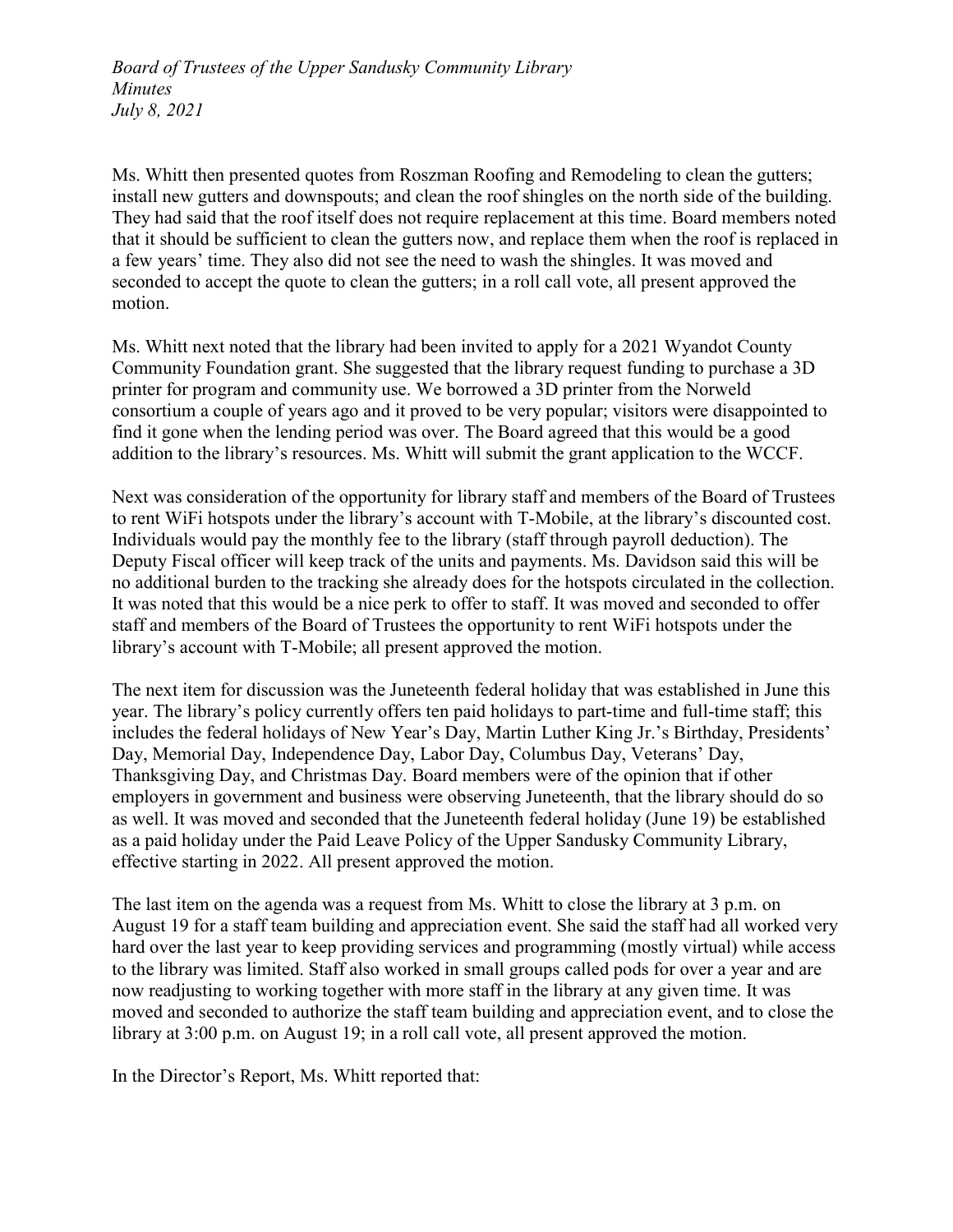Ms. Whitt then presented quotes from Roszman Roofing and Remodeling to clean the gutters; install new gutters and downspouts; and clean the roof shingles on the north side of the building. They had said that the roof itself does not require replacement at this time. Board members noted that it should be sufficient to clean the gutters now, and replace them when the roof is replaced in a few years' time. They also did not see the need to wash the shingles. It was moved and seconded to accept the quote to clean the gutters; in a roll call vote, all present approved the motion.

Ms. Whitt next noted that the library had been invited to apply for a 2021 Wyandot County Community Foundation grant. She suggested that the library request funding to purchase a 3D printer for program and community use. We borrowed a 3D printer from the Norweld consortium a couple of years ago and it proved to be very popular; visitors were disappointed to find it gone when the lending period was over. The Board agreed that this would be a good addition to the library's resources. Ms. Whitt will submit the grant application to the WCCF.

Next was consideration of the opportunity for library staff and members of the Board of Trustees to rent WiFi hotspots under the library's account with T-Mobile, at the library's discounted cost. Individuals would pay the monthly fee to the library (staff through payroll deduction). The Deputy Fiscal officer will keep track of the units and payments. Ms. Davidson said this will be no additional burden to the tracking she already does for the hotspots circulated in the collection. It was noted that this would be a nice perk to offer to staff. It was moved and seconded to offer staff and members of the Board of Trustees the opportunity to rent WiFi hotspots under the library's account with T-Mobile; all present approved the motion.

The next item for discussion was the Juneteenth federal holiday that was established in June this year. The library's policy currently offers ten paid holidays to part-time and full-time staff; this includes the federal holidays of New Year's Day, Martin Luther King Jr.'s Birthday, Presidents' Day, Memorial Day, Independence Day, Labor Day, Columbus Day, Veterans' Day, Thanksgiving Day, and Christmas Day. Board members were of the opinion that if other employers in government and business were observing Juneteenth, that the library should do so as well. It was moved and seconded that the Juneteenth federal holiday (June 19) be established as a paid holiday under the Paid Leave Policy of the Upper Sandusky Community Library, effective starting in 2022. All present approved the motion.

The last item on the agenda was a request from Ms. Whitt to close the library at 3 p.m. on August 19 for a staff team building and appreciation event. She said the staff had all worked very hard over the last year to keep providing services and programming (mostly virtual) while access to the library was limited. Staff also worked in small groups called pods for over a year and are now readjusting to working together with more staff in the library at any given time. It was moved and seconded to authorize the staff team building and appreciation event, and to close the library at 3:00 p.m. on August 19; in a roll call vote, all present approved the motion.

In the Director's Report, Ms. Whitt reported that: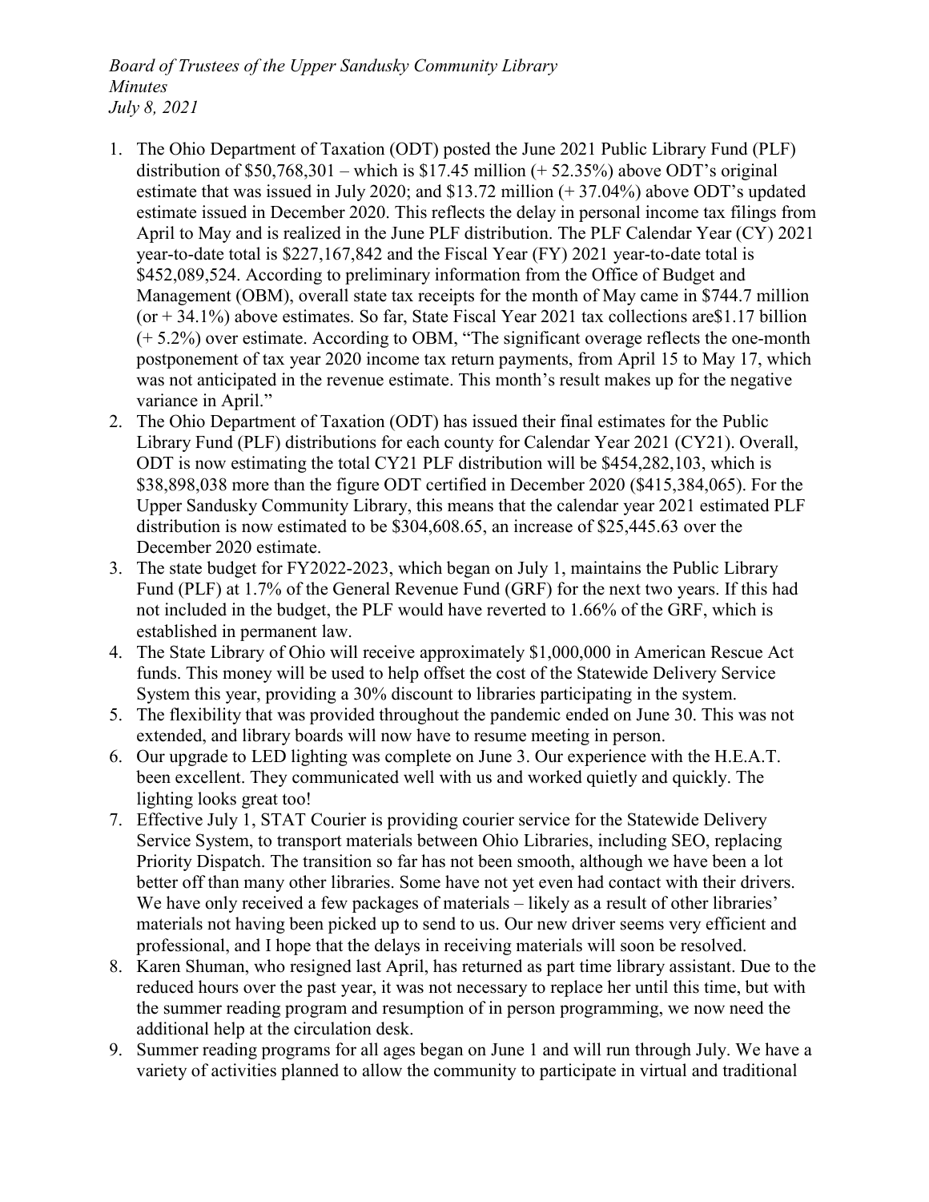*Board of Trustees of the Upper Sandusky Community Library*
*Minutes*
*July 8, 2021*

1. The Ohio Department of Taxation (ODT) posted the June 2021 Public Library Fund (PLF) distribution of $50,768,301 – which is $17.45 million (+ 52.35%) above ODT's original estimate that was issued in July 2020; and $13.72 million (+ 37.04%) above ODT's updated estimate issued in December 2020. This reflects the delay in personal income tax filings from April to May and is realized in the June PLF distribution. The PLF Calendar Year (CY) 2021 year-to-date total is $227,167,842 and the Fiscal Year (FY) 2021 year-to-date total is $452,089,524. According to preliminary information from the Office of Budget and Management (OBM), overall state tax receipts for the month of May came in $744.7 million (or + 34.1%) above estimates. So far, State Fiscal Year 2021 tax collections are$1.17 billion (+ 5.2%) over estimate. According to OBM, "The significant overage reflects the one-month postponement of tax year 2020 income tax return payments, from April 15 to May 17, which was not anticipated in the revenue estimate. This month's result makes up for the negative variance in April."
2. The Ohio Department of Taxation (ODT) has issued their final estimates for the Public Library Fund (PLF) distributions for each county for Calendar Year 2021 (CY21). Overall, ODT is now estimating the total CY21 PLF distribution will be $454,282,103, which is $38,898,038 more than the figure ODT certified in December 2020 ($415,384,065). For the Upper Sandusky Community Library, this means that the calendar year 2021 estimated PLF distribution is now estimated to be $304,608.65, an increase of $25,445.63 over the December 2020 estimate.
3. The state budget for FY2022-2023, which began on July 1, maintains the Public Library Fund (PLF) at 1.7% of the General Revenue Fund (GRF) for the next two years. If this had not included in the budget, the PLF would have reverted to 1.66% of the GRF, which is established in permanent law.
4. The State Library of Ohio will receive approximately $1,000,000 in American Rescue Act funds. This money will be used to help offset the cost of the Statewide Delivery Service System this year, providing a 30% discount to libraries participating in the system.
5. The flexibility that was provided throughout the pandemic ended on June 30. This was not extended, and library boards will now have to resume meeting in person.
6. Our upgrade to LED lighting was complete on June 3. Our experience with the H.E.A.T. been excellent. They communicated well with us and worked quietly and quickly. The lighting looks great too!
7. Effective July 1, STAT Courier is providing courier service for the Statewide Delivery Service System, to transport materials between Ohio Libraries, including SEO, replacing Priority Dispatch. The transition so far has not been smooth, although we have been a lot better off than many other libraries. Some have not yet even had contact with their drivers. We have only received a few packages of materials – likely as a result of other libraries' materials not having been picked up to send to us. Our new driver seems very efficient and professional, and I hope that the delays in receiving materials will soon be resolved.
8. Karen Shuman, who resigned last April, has returned as part time library assistant. Due to the reduced hours over the past year, it was not necessary to replace her until this time, but with the summer reading program and resumption of in person programming, we now need the additional help at the circulation desk.
9. Summer reading programs for all ages began on June 1 and will run through July. We have a variety of activities planned to allow the community to participate in virtual and traditional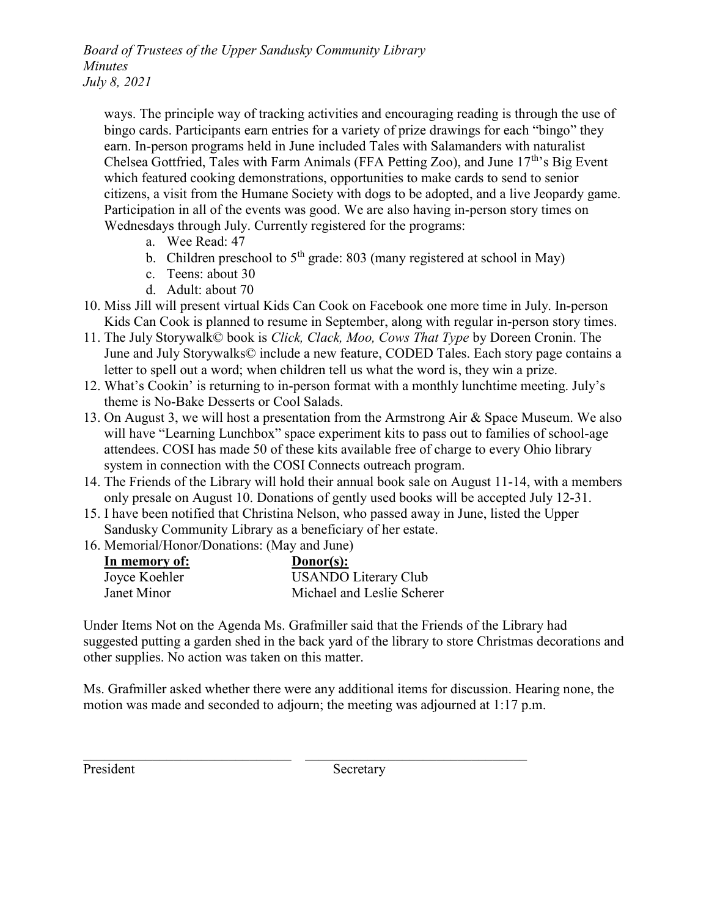ways. The principle way of tracking activities and encouraging reading is through the use of bingo cards. Participants earn entries for a variety of prize drawings for each "bingo" they earn. In-person programs held in June included Tales with Salamanders with naturalist Chelsea Gottfried, Tales with Farm Animals (FFA Petting Zoo), and June 17th's Big Event which featured cooking demonstrations, opportunities to make cards to send to senior citizens, a visit from the Humane Society with dogs to be adopted, and a live Jeopardy game. Participation in all of the events was good. We are also having in-person story times on Wednesdays through July. Currently registered for the programs:

   a. Wee Read: 47
   b. Children preschool to 5th grade: 803 (many registered at school in May)
   c. Teens: about 30
   d. Adult: about 70

10. Miss Jill will present virtual Kids Can Cook on Facebook one more time in July. In-person Kids Can Cook is planned to resume in September, along with regular in-person story times.
11. The July Storywalk© book is *Click, Clack, Moo, Cows That Type* by Doreen Cronin. The June and July Storywalks© include a new feature, CODED Tales. Each story page contains a letter to spell out a word; when children tell us what the word is, they win a prize.
12. What's Cookin' is returning to in-person format with a monthly lunchtime meeting. July's theme is No-Bake Desserts or Cool Salads.
13. On August 3, we will host a presentation from the Armstrong Air & Space Museum. We also will have "Learning Lunchbox" space experiment kits to pass out to families of school-age attendees. COSI has made 50 of these kits available free of charge to every Ohio library system in connection with the COSI Connects outreach program.
14. The Friends of the Library will hold their annual book sale on August 11-14, with a members only presale on August 10. Donations of gently used books will be accepted July 12-31.
15. I have been notified that Christina Nelson, who passed away in June, listed the Upper Sandusky Community Library as a beneficiary of her estate.
16. Memorial/Honor/Donations: (May and June)

| **In memory of:** | **Donor(s):** |
|---|---|
| Joyce Koehler | USANDO Literary Club |
| Janet Minor | Michael and Leslie Scherer |

Under Items Not on the Agenda Ms. Grafmiller said that the Friends of the Library had suggested putting a garden shed in the back yard of the library to store Christmas decorations and other supplies. No action was taken on this matter.

Ms. Grafmiller asked whether there were any additional items for discussion. Hearing none, the motion was made and seconded to adjourn; the meeting was adjourned at 1:17 p.m.

______________________________ ______________________________

President Secretary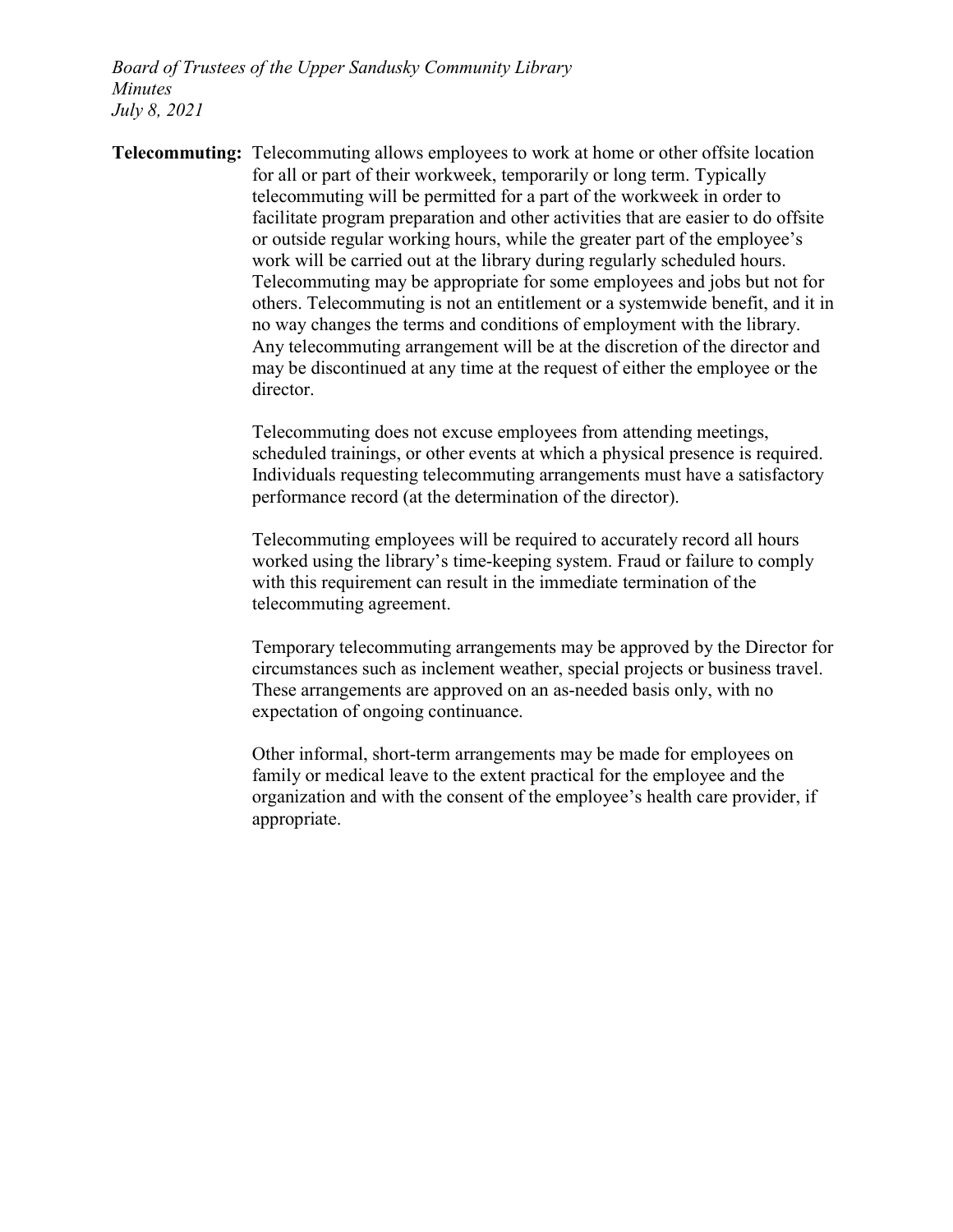**Telecommuting:** Telecommuting allows employees to work at home or other offsite location for all or part of their workweek, temporarily or long term. Typically telecommuting will be permitted for a part of the workweek in order to facilitate program preparation and other activities that are easier to do offsite or outside regular working hours, while the greater part of the employee's work will be carried out at the library during regularly scheduled hours. Telecommuting may be appropriate for some employees and jobs but not for others. Telecommuting is not an entitlement or a systemwide benefit, and it in no way changes the terms and conditions of employment with the library. Any telecommuting arrangement will be at the discretion of the director and may be discontinued at any time at the request of either the employee or the director.

Telecommuting does not excuse employees from attending meetings, scheduled trainings, or other events at which a physical presence is required. Individuals requesting telecommuting arrangements must have a satisfactory performance record (at the determination of the director).

Telecommuting employees will be required to accurately record all hours worked using the library's time-keeping system. Fraud or failure to comply with this requirement can result in the immediate termination of the telecommuting agreement.

Temporary telecommuting arrangements may be approved by the Director for circumstances such as inclement weather, special projects or business travel. These arrangements are approved on an as-needed basis only, with no expectation of ongoing continuance.

Other informal, short-term arrangements may be made for employees on family or medical leave to the extent practical for the employee and the organization and with the consent of the employee's health care provider, if appropriate.